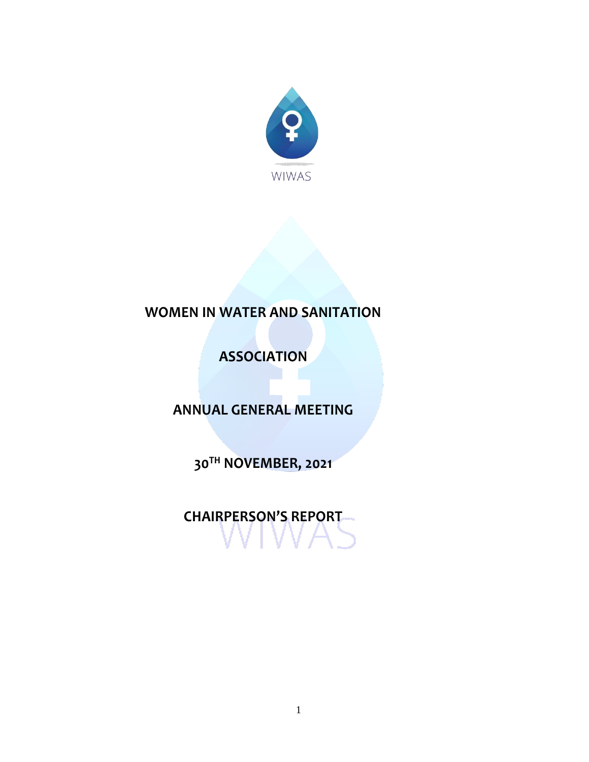WIWAS

# WOMEN IN WATER AND SANITATION ASSOCIATION

## ANNUAL GENERAL MEETING

## 30TH NOVEMBER, 2021

## CHAIRPERSON'S REPORT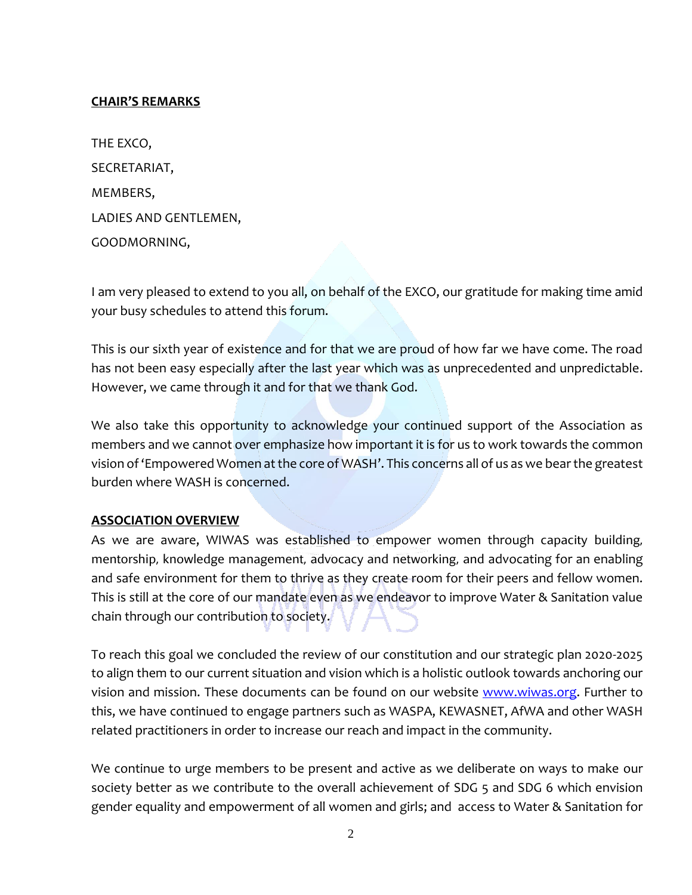**CHAIR'S REMARKS**

THE EXCO,

SECRETARIAT,

MEMBERS,

LADIES AND GENTLEMEN,

GOODMORNING,

I am very pleased to extend to you all, on behalf of the EXCO, our gratitude for making time amid your busy schedules to attend this forum.

This is our sixth year of existence and for that we are proud of how far we have come. The road has not been easy especially after the last year which was as unprecedented and unpredictable. However, we came through it and for that we thank God.

We also take this opportunity to acknowledge your continued support of the Association as members and we cannot over emphasize how important it is for us to work towards the common vision of 'Empowered Women at the core of WASH'. This concerns all of us as we bear the greatest burden where WASH is concerned.

**ASSOCIATION OVERVIEW**

As we are aware, WIWAS was established to empower women through capacity building, mentorship, knowledge management, advocacy and networking, and advocating for an enabling and safe environment for them to thrive as they create room for their peers and fellow women. This is still at the core of our mandate even as we endeavor to improve Water & Sanitation value chain through our contribution to society.

To reach this goal we concluded the review of our constitution and our strategic plan 2020-2025 to align them to our current situation and vision which is a holistic outlook towards anchoring our vision and mission. These documents can be found on our website www.wiwas.org. Further to this, we have continued to engage partners such as WASPA, KEWASNET, AfWA and other WASH related practitioners in order to increase our reach and impact in the community.

We continue to urge members to be present and active as we deliberate on ways to make our society better as we contribute to the overall achievement of SDG 5 and SDG 6 which envision gender equality and empowerment of all women and girls; and access to Water & Sanitation for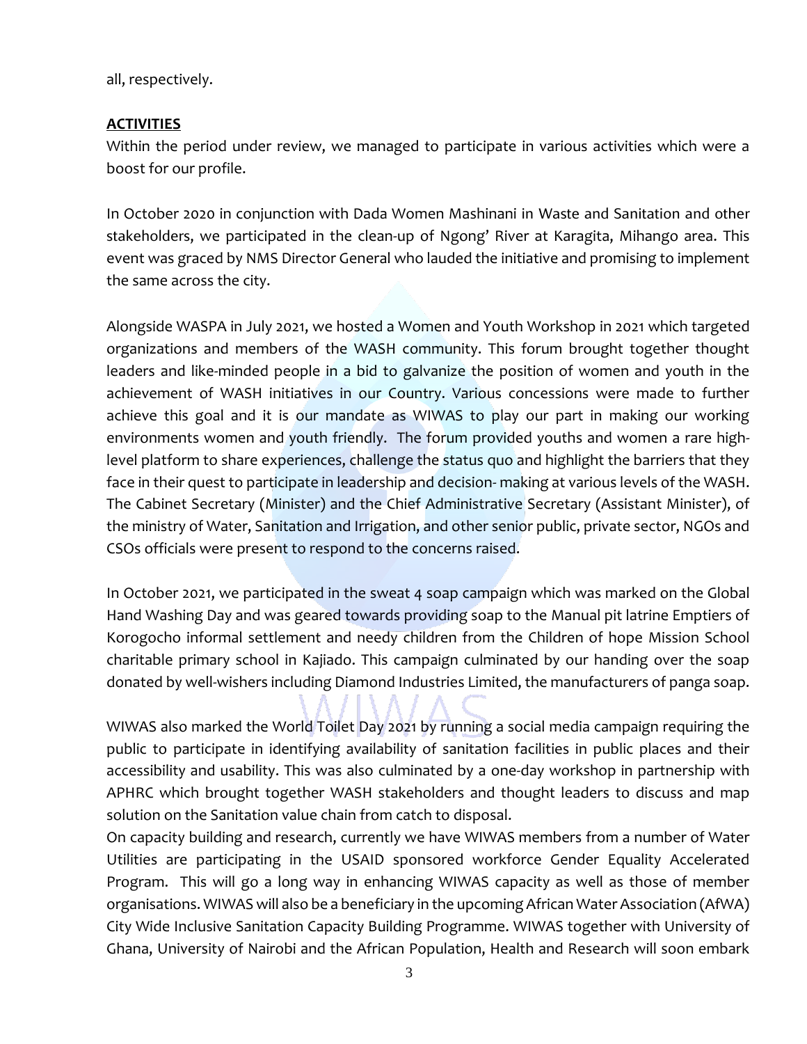all, respectively.

**ACTIVITIES**

Within the period under review, we managed to participate in various activities which were a boost for our profile.

In October 2020 in conjunction with Dada Women Mashinani in Waste and Sanitation and other stakeholders, we participated in the clean-up of Ngong' River at Karagita, Mihango area. This event was graced by NMS Director General who lauded the initiative and promising to implement the same across the city.

Alongside WASPA in July 2021, we hosted a Women and Youth Workshop in 2021 which targeted organizations and members of the WASH community. This forum brought together thought leaders and like-minded people in a bid to galvanize the position of women and youth in the achievement of WASH initiatives in our Country. Various concessions were made to further achieve this goal and it is our mandate as WIWAS to play our part in making our working environments women and youth friendly. The forum provided youths and women a rare high-level platform to share experiences, challenge the status quo and highlight the barriers that they face in their quest to participate in leadership and decision- making at various levels of the WASH. The Cabinet Secretary (Minister) and the Chief Administrative Secretary (Assistant Minister), of the ministry of Water, Sanitation and Irrigation, and other senior public, private sector, NGOs and CSOs officials were present to respond to the concerns raised.

In October 2021, we participated in the sweat 4 soap campaign which was marked on the Global Hand Washing Day and was geared towards providing soap to the Manual pit latrine Emptiers of Korogocho informal settlement and needy children from the Children of hope Mission School charitable primary school in Kajiado. This campaign culminated by our handing over the soap donated by well-wishers including Diamond Industries Limited, the manufacturers of panga soap.

WIWAS also marked the World Toilet Day 2021 by running a social media campaign requiring the public to participate in identifying availability of sanitation facilities in public places and their accessibility and usability. This was also culminated by a one-day workshop in partnership with APHRC which brought together WASH stakeholders and thought leaders to discuss and map solution on the Sanitation value chain from catch to disposal.

On capacity building and research, currently we have WIWAS members from a number of Water Utilities are participating in the USAID sponsored workforce Gender Equality Accelerated Program. This will go a long way in enhancing WIWAS capacity as well as those of member organisations. WIWAS will also be a beneficiary in the upcoming African Water Association (AfWA) City Wide Inclusive Sanitation Capacity Building Programme. WIWAS together with University of Ghana, University of Nairobi and the African Population, Health and Research will soon embark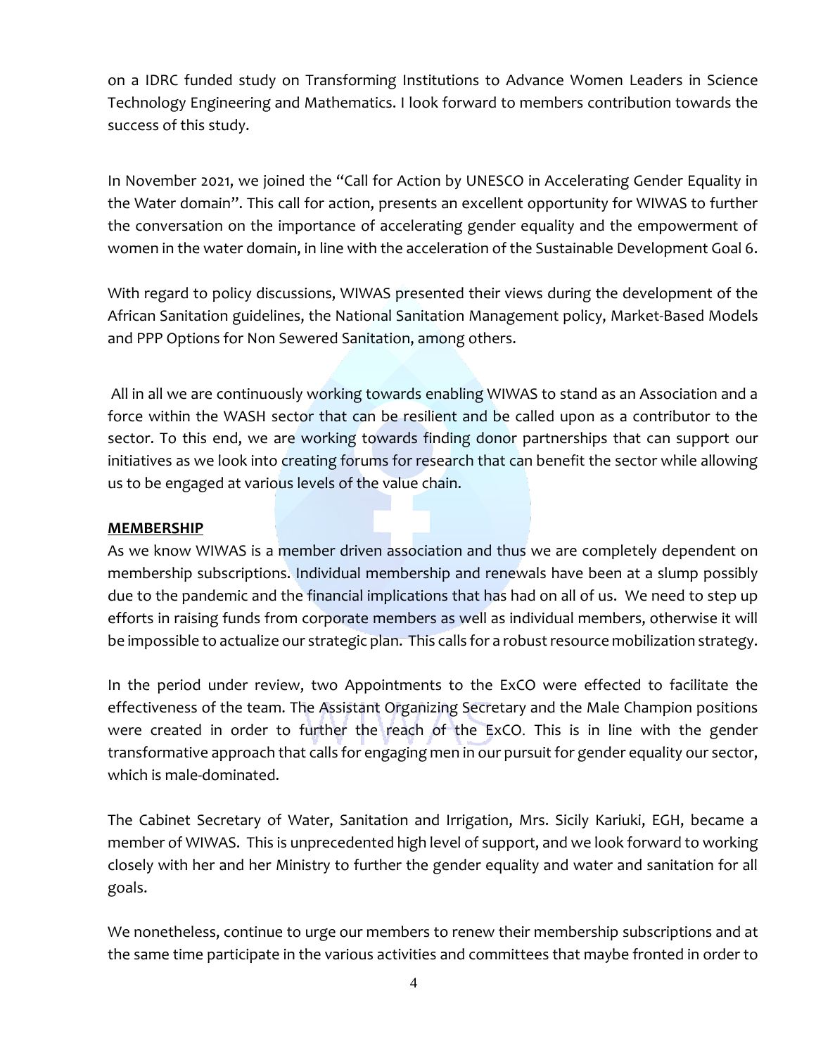on a IDRC funded study on Transforming Institutions to Advance Women Leaders in Science Technology Engineering and Mathematics. I look forward to members contribution towards the success of this study.

In November 2021, we joined the "Call for Action by UNESCO in Accelerating Gender Equality in the Water domain". This call for action, presents an excellent opportunity for WIWAS to further the conversation on the importance of accelerating gender equality and the empowerment of women in the water domain, in line with the acceleration of the Sustainable Development Goal 6.

With regard to policy discussions, WIWAS presented their views during the development of the African Sanitation guidelines, the National Sanitation Management policy, Market-Based Models and PPP Options for Non Sewered Sanitation, among others.

All in all we are continuously working towards enabling WIWAS to stand as an Association and a force within the WASH sector that can be resilient and be called upon as a contributor to the sector. To this end, we are working towards finding donor partnerships that can support our initiatives as we look into creating forums for research that can benefit the sector while allowing us to be engaged at various levels of the value chain.

## **MEMBERSHIP**

As we know WIWAS is a member driven association and thus we are completely dependent on membership subscriptions. Individual membership and renewals have been at a slump possibly due to the pandemic and the financial implications that has had on all of us. We need to step up efforts in raising funds from corporate members as well as individual members, otherwise it will be impossible to actualize our strategic plan. This calls for a robust resource mobilization strategy.

In the period under review, two Appointments to the ExCO were effected to facilitate the effectiveness of the team. The Assistant Organizing Secretary and the Male Champion positions were created in order to further the reach of the ExCO. This is in line with the gender transformative approach that calls for engaging men in our pursuit for gender equality our sector, which is male-dominated.

The Cabinet Secretary of Water, Sanitation and Irrigation, Mrs. Sicily Kariuki, EGH, became a member of WIWAS. This is unprecedented high level of support, and we look forward to working closely with her and her Ministry to further the gender equality and water and sanitation for all goals.

We nonetheless, continue to urge our members to renew their membership subscriptions and at the same time participate in the various activities and committees that maybe fronted in order to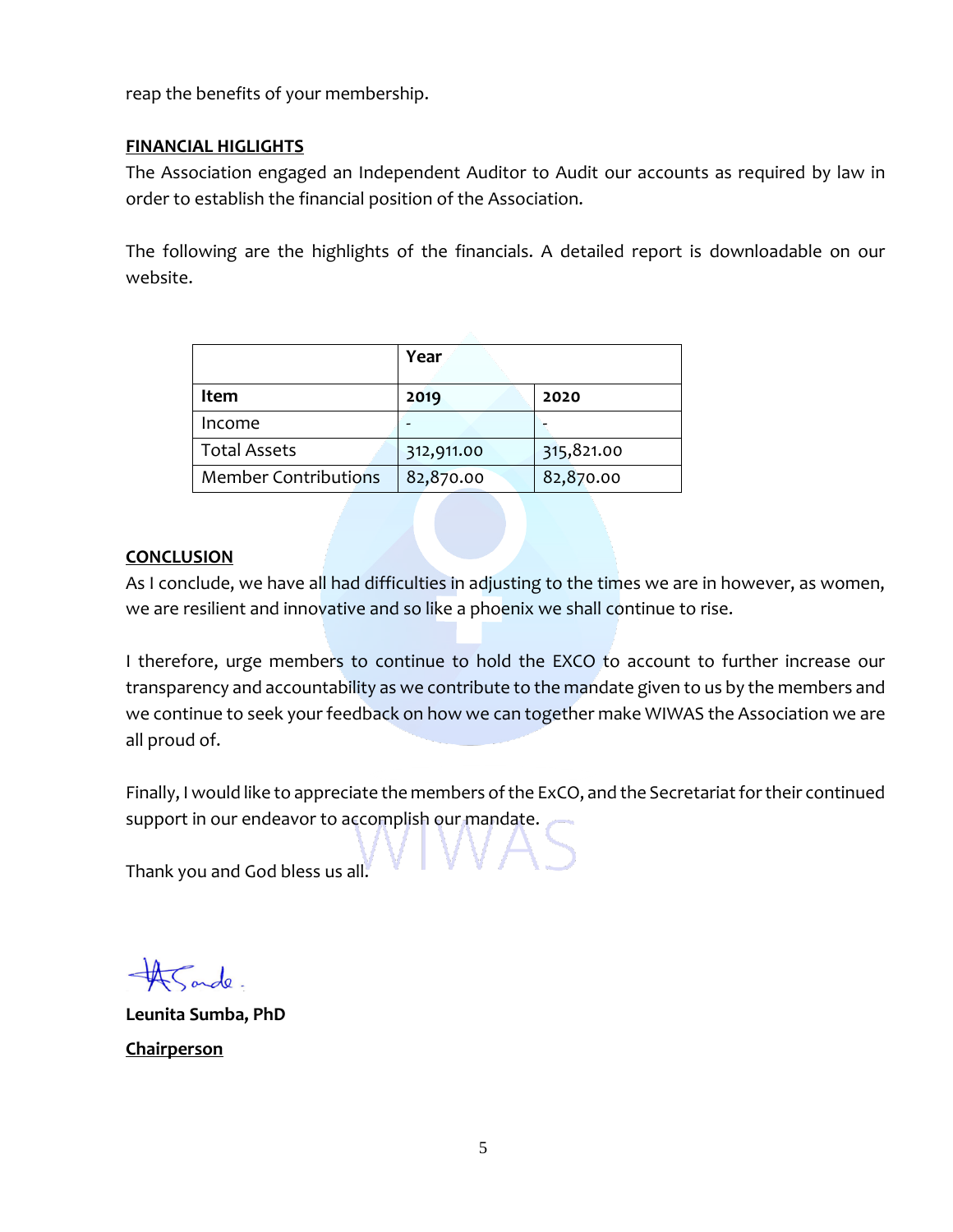reap the benefits of your membership.

**FINANCIAL HIGLIGHTS**

The Association engaged an Independent Auditor to Audit our accounts as required by law in order to establish the financial position of the Association.

The following are the highlights of the financials. A detailed report is downloadable on our website.

| | **Year** | |
|---|---|---|
| **Item** | **2019** | **2020** |
| Income | - | - |
| Total Assets | 312,911.00 | 315,821.00 |
| Member Contributions | 82,870.00 | 82,870.00 |

**CONCLUSION**

As I conclude, we have all had difficulties in adjusting to the times we are in however, as women, we are resilient and innovative and so like a phoenix we shall continue to rise.

I therefore, urge members to continue to hold the EXCO to account to further increase our transparency and accountability as we contribute to the mandate given to us by the members and we continue to seek your feedback on how we can together make WIWAS the Association we are all proud of.

Finally, I would like to appreciate the members of the ExCO, and the Secretariat for their continued support in our endeavor to accomplish our mandate.

Thank you and God bless us all.

**Leunita Sumba, PhD**

**Chairperson**